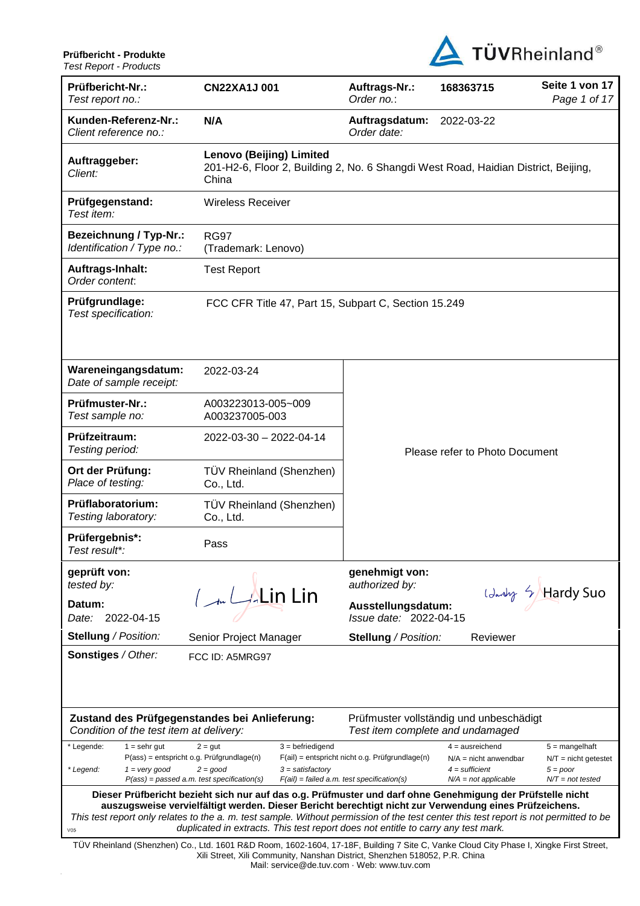**Prüfbericht - Produkte**
*Test Report - Products*

TÜVRheinland®

| | | | | |
|---|---|---|---|---|
| **Prüfbericht-Nr.:** *Test report no.:* | **CN22XA1J 001** | **Auftrags-Nr.:** *Order no.:* | **168363715** | **Seite 1 von 17** *Page 1 of 17* |
| **Kunden-Referenz-Nr.:** *Client reference no.:* | **N/A** | **Auftragsdatum:** *Order date:* | 2022-03-22 | |
| **Auftraggeber:** *Client:* | **Lenovo (Beijing) Limited** 201-H2-6, Floor 2, Building 2, No. 6 Shangdi West Road, Haidian District, Beijing, China | | | |
| **Prüfgegenstand:** *Test item:* | Wireless Receiver | | | |
| **Bezeichnung / Typ-Nr.:** *Identification / Type no.:* | RG97 (Trademark: Lenovo) | | | |
| **Auftrags-Inhalt:** *Order content:* | Test Report | | | |
| **Prüfgrundlage:** *Test specification:* | FCC CFR Title 47, Part 15, Subpart C, Section 15.249 | | | |

| | | |
|---|---|---|
| **Wareneingangsdatum:** *Date of sample receipt:* | 2022-03-24 | Please refer to Photo Document |
| **Prüfmuster-Nr.:** *Test sample no:* | A003223013-005~009 A003237005-003 | |
| **Prüfzeitraum:** *Testing period:* | 2022-03-30 – 2022-04-14 | |
| **Ort der Prüfung:** *Place of testing:* | TÜV Rheinland (Shenzhen) Co., Ltd. | |
| **Prüflaboratorium:** *Testing laboratory:* | TÜV Rheinland (Shenzhen) Co., Ltd. | |
| **Prüfergebnis\*:** *Test result\*:* | Pass | |

| | | | |
|---|---|---|---|
| **geprüft von:** *tested by:* | Lin Lin | **genehmigt von:** *authorized by:* | Hardy Suo |
| **Datum:** *Date:* 2022-04-15 | | **Ausstellungsdatum:** *Issue date:* 2022-04-15 | |
| **Stellung** / *Position:* | Senior Project Manager | **Stellung** / *Position:* | Reviewer |
| **Sonstiges** / *Other:* | FCC ID: A5MRG97 | | |

**Zustand des Prüfgegenstandes bei Anlieferung:** *Condition of the test item at delivery:* Prüfmuster vollständig und unbeschädigt / *Test item complete and undamaged*

| | | | | | |
|---|---|---|---|---|---|
| * Legende: | 1 = sehr gut | 2 = gut | 3 = befriedigend | 4 = ausreichend | 5 = mangelhaft |
| | P(ass) = entspricht o.g. Prüfgrundlage(n) | | F(ail) = entspricht nicht o.g. Prüfgrundlage(n) | N/A = nicht anwendbar | N/T = nicht getestet |
| *\* Legend:* | *1 = very good* | *2 = good* | *3 = satisfactory* | *4 = sufficient* | *5 = poor* |
| | *P(ass) = passed a.m. test specification(s)* | | *F(ail) = failed a.m. test specification(s)* | *N/A = not applicable* | *N/T = not tested* |

**Dieser Prüfbericht bezieht sich nur auf das o.g. Prüfmuster und darf ohne Genehmigung der Prüfstelle nicht auszugsweise vervielfältigt werden. Dieser Bericht berechtigt nicht zur Verwendung eines Prüfzeichens.**
*This test report only relates to the a. m. test sample. Without permission of the test center this test report is not permitted to be duplicated in extracts. This test report does not entitle to carry any test mark.*

TÜV Rheinland (Shenzhen) Co., Ltd. 1601 R&D Room, 1602-1604, 17-18F, Building 7 Site C, Vanke Cloud City Phase I, Xingke First Street, Xili Street, Xili Community, Nanshan District, Shenzhen 518052, P.R. China
Mail: service@de.tuv.com · Web: www.tuv.com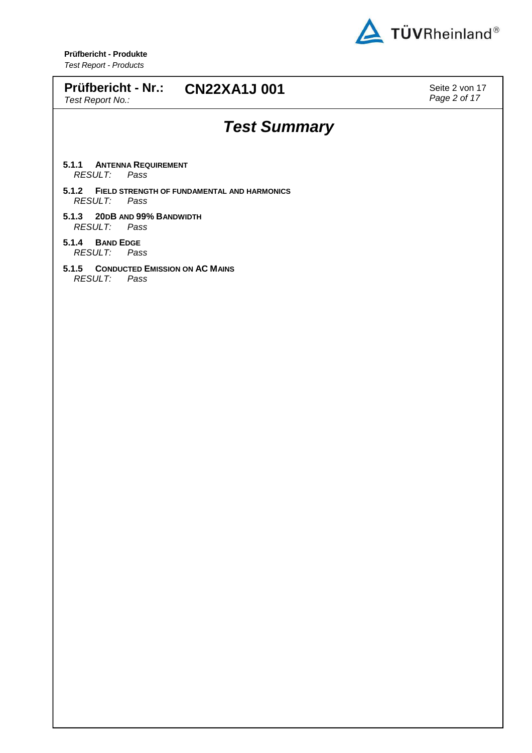# Test Summary

**5.1.1 ANTENNA REQUIREMENT**
*RESULT: Pass*

**5.1.2 FIELD STRENGTH OF FUNDAMENTAL AND HARMONICS**
*RESULT: Pass*

**5.1.3 20DB AND 99% BANDWIDTH**
*RESULT: Pass*

**5.1.4 BAND EDGE**
*RESULT: Pass*

**5.1.5 CONDUCTED EMISSION ON AC MAINS**
*RESULT: Pass*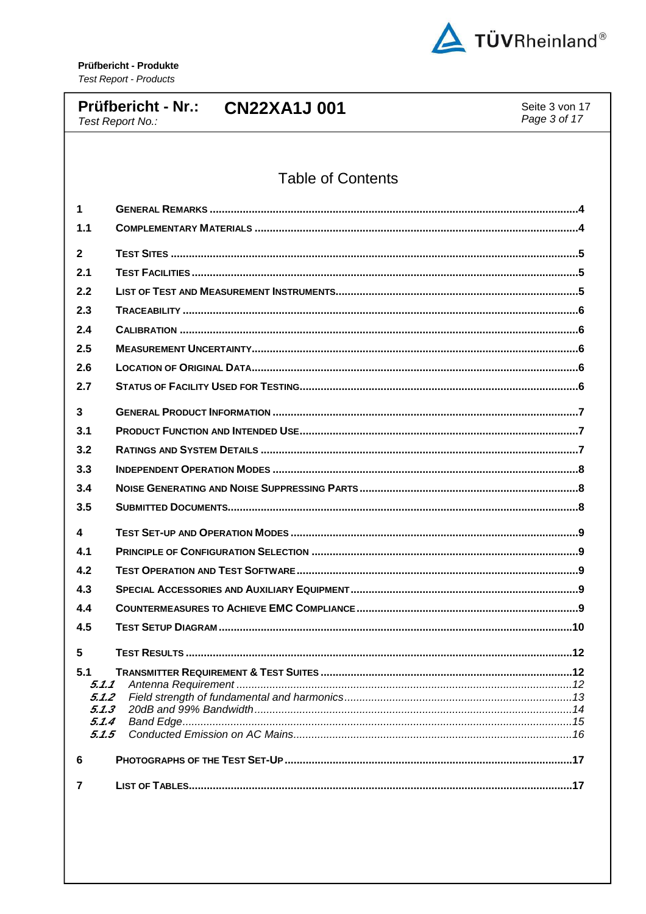# Table of Contents

| | | |
|---|---|---|
| 1 | GENERAL REMARKS | 4 |
| 1.1 | COMPLEMENTARY MATERIALS | 4 |
| 2 | TEST SITES | 5 |
| 2.1 | TEST FACILITIES | 5 |
| 2.2 | LIST OF TEST AND MEASUREMENT INSTRUMENTS | 5 |
| 2.3 | TRACEABILITY | 6 |
| 2.4 | CALIBRATION | 6 |
| 2.5 | MEASUREMENT UNCERTAINTY | 6 |
| 2.6 | LOCATION OF ORIGINAL DATA | 6 |
| 2.7 | STATUS OF FACILITY USED FOR TESTING | 6 |
| 3 | GENERAL PRODUCT INFORMATION | 7 |
| 3.1 | PRODUCT FUNCTION AND INTENDED USE | 7 |
| 3.2 | RATINGS AND SYSTEM DETAILS | 7 |
| 3.3 | INDEPENDENT OPERATION MODES | 8 |
| 3.4 | NOISE GENERATING AND NOISE SUPPRESSING PARTS | 8 |
| 3.5 | SUBMITTED DOCUMENTS | 8 |
| 4 | TEST SET-UP AND OPERATION MODES | 9 |
| 4.1 | PRINCIPLE OF CONFIGURATION SELECTION | 9 |
| 4.2 | TEST OPERATION AND TEST SOFTWARE | 9 |
| 4.3 | SPECIAL ACCESSORIES AND AUXILIARY EQUIPMENT | 9 |
| 4.4 | COUNTERMEASURES TO ACHIEVE EMC COMPLIANCE | 9 |
| 4.5 | TEST SETUP DIAGRAM | 10 |
| 5 | TEST RESULTS | 12 |
| 5.1 | TRANSMITTER REQUIREMENT & TEST SUITES | 12 |
| *5.1.1* | *Antenna Requirement* | *12* |
| *5.1.2* | *Field strength of fundamental and harmonics* | *13* |
| *5.1.3* | *20dB and 99% Bandwidth* | *14* |
| *5.1.4* | *Band Edge* | *15* |
| *5.1.5* | *Conducted Emission on AC Mains* | *16* |
| 6 | PHOTOGRAPHS OF THE TEST SET-UP | 17 |
| 7 | LIST OF TABLES | 17 |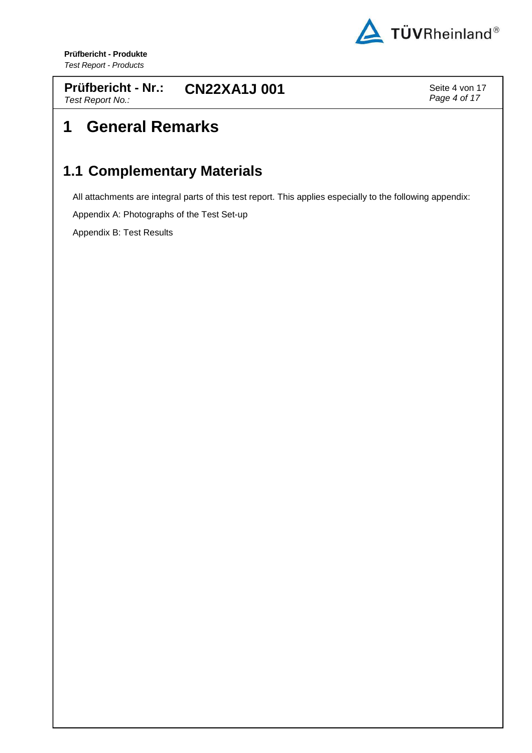# 1 General Remarks

## 1.1 Complementary Materials

All attachments are integral parts of this test report. This applies especially to the following appendix:

Appendix A: Photographs of the Test Set-up

Appendix B: Test Results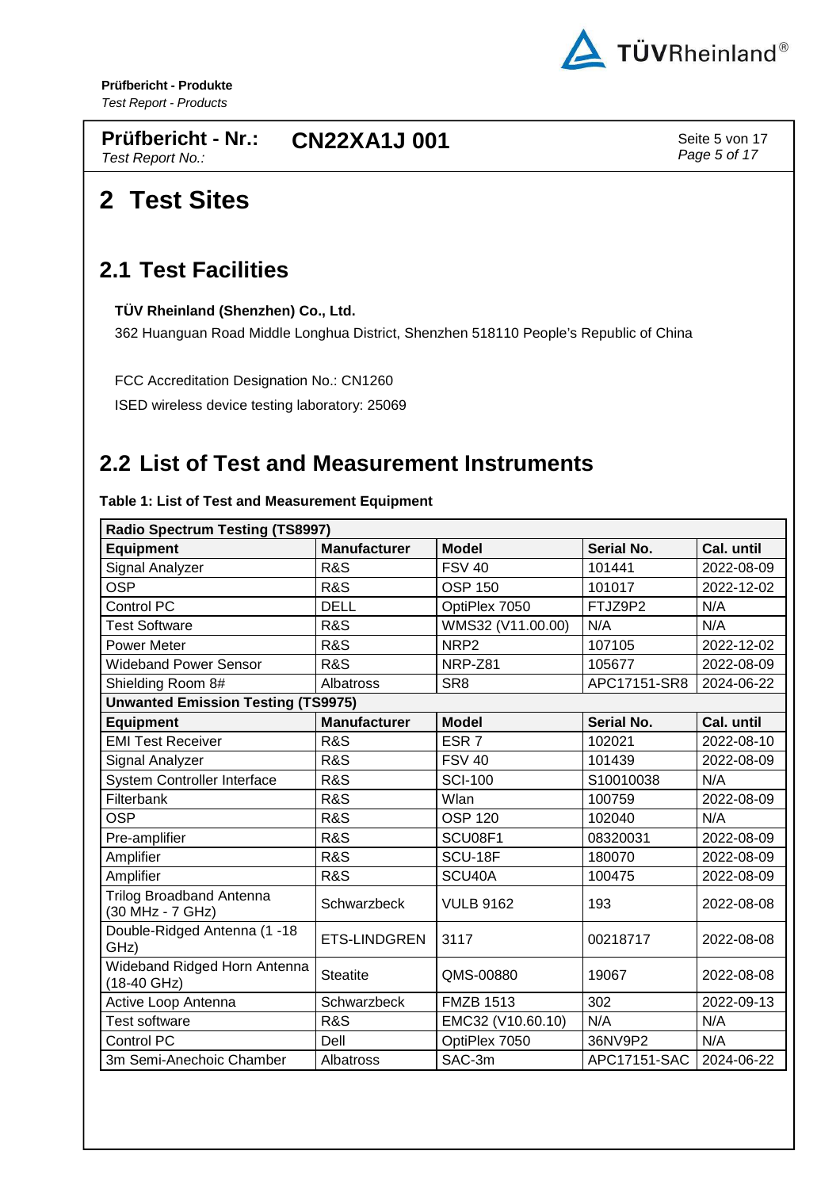# 2 Test Sites

## 2.1 Test Facilities

**TÜV Rheinland (Shenzhen) Co., Ltd.**

362 Huanguan Road Middle Longhua District, Shenzhen 518110 People's Republic of China

FCC Accreditation Designation No.: CN1260

ISED wireless device testing laboratory: 25069

## 2.2 List of Test and Measurement Instruments

**Table 1: List of Test and Measurement Equipment**

| **Radio Spectrum Testing (TS8997)** | | | | |
|---|---|---|---|---|
| **Equipment** | **Manufacturer** | **Model** | **Serial No.** | **Cal. until** |
| Signal Analyzer | R&S | FSV 40 | 101441 | 2022-08-09 |
| OSP | R&S | OSP 150 | 101017 | 2022-12-02 |
| Control PC | DELL | OptiPlex 7050 | FTJZ9P2 | N/A |
| Test Software | R&S | WMS32 (V11.00.00) | N/A | N/A |
| Power Meter | R&S | NRP2 | 107105 | 2022-12-02 |
| Wideband Power Sensor | R&S | NRP-Z81 | 105677 | 2022-08-09 |
| Shielding Room 8# | Albatross | SR8 | APC17151-SR8 | 2024-06-22 |
| **Unwanted Emission Testing (TS9975)** | | | | |
| **Equipment** | **Manufacturer** | **Model** | **Serial No.** | **Cal. until** |
| EMI Test Receiver | R&S | ESR 7 | 102021 | 2022-08-10 |
| Signal Analyzer | R&S | FSV 40 | 101439 | 2022-08-09 |
| System Controller Interface | R&S | SCI-100 | S10010038 | N/A |
| Filterbank | R&S | Wlan | 100759 | 2022-08-09 |
| OSP | R&S | OSP 120 | 102040 | N/A |
| Pre-amplifier | R&S | SCU08F1 | 08320031 | 2022-08-09 |
| Amplifier | R&S | SCU-18F | 180070 | 2022-08-09 |
| Amplifier | R&S | SCU40A | 100475 | 2022-08-09 |
| Trilog Broadband Antenna (30 MHz - 7 GHz) | Schwarzbeck | VULB 9162 | 193 | 2022-08-08 |
| Double-Ridged Antenna (1 -18 GHz) | ETS-LINDGREN | 3117 | 00218717 | 2022-08-08 |
| Wideband Ridged Horn Antenna (18-40 GHz) | Steatite | QMS-00880 | 19067 | 2022-08-08 |
| Active Loop Antenna | Schwarzbeck | FMZB 1513 | 302 | 2022-09-13 |
| Test software | R&S | EMC32 (V10.60.10) | N/A | N/A |
| Control PC | Dell | OptiPlex 7050 | 36NV9P2 | N/A |
| 3m Semi-Anechoic Chamber | Albatross | SAC-3m | APC17151-SAC | 2024-06-22 |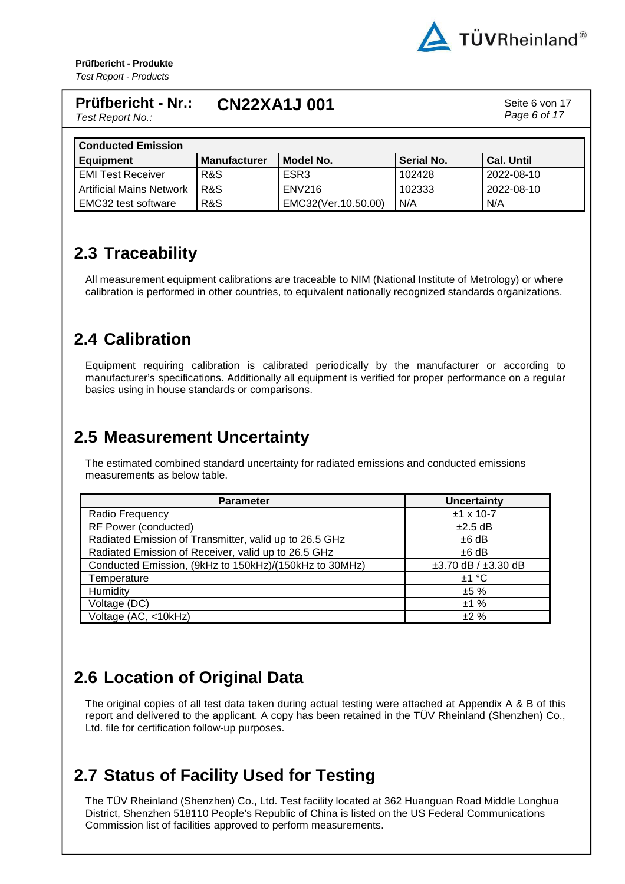| Conducted Emission | | | | |
|---|---|---|---|---|
| **Equipment** | **Manufacturer** | **Model No.** | **Serial No.** | **Cal. Until** |
| EMI Test Receiver | R&S | ESR3 | 102428 | 2022-08-10 |
| Artificial Mains Network | R&S | ENV216 | 102333 | 2022-08-10 |
| EMC32 test software | R&S | EMC32(Ver.10.50.00) | N/A | N/A |

## 2.3 Traceability

All measurement equipment calibrations are traceable to NIM (National Institute of Metrology) or where calibration is performed in other countries, to equivalent nationally recognized standards organizations.

## 2.4 Calibration

Equipment requiring calibration is calibrated periodically by the manufacturer or according to manufacturer's specifications. Additionally all equipment is verified for proper performance on a regular basics using in house standards or comparisons.

## 2.5 Measurement Uncertainty

The estimated combined standard uncertainty for radiated emissions and conducted emissions measurements as below table.

| Parameter | Uncertainty |
|---|---|
| Radio Frequency | ±1 x 10-7 |
| RF Power (conducted) | ±2.5 dB |
| Radiated Emission of Transmitter, valid up to 26.5 GHz | ±6 dB |
| Radiated Emission of Receiver, valid up to 26.5 GHz | ±6 dB |
| Conducted Emission, (9kHz to 150kHz)/(150kHz to 30MHz) | ±3.70 dB / ±3.30 dB |
| Temperature | ±1 °C |
| Humidity | ±5 % |
| Voltage (DC) | ±1 % |
| Voltage (AC, <10kHz) | ±2 % |

## 2.6 Location of Original Data

The original copies of all test data taken during actual testing were attached at Appendix A & B of this report and delivered to the applicant. A copy has been retained in the TÜV Rheinland (Shenzhen) Co., Ltd. file for certification follow-up purposes.

## 2.7 Status of Facility Used for Testing

The TÜV Rheinland (Shenzhen) Co., Ltd. Test facility located at 362 Huanguan Road Middle Longhua District, Shenzhen 518110 People's Republic of China is listed on the US Federal Communications Commission list of facilities approved to perform measurements.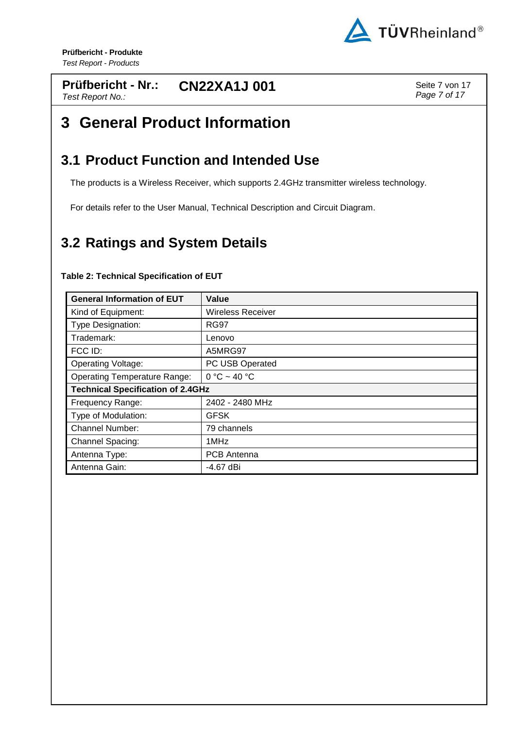# 3 General Product Information

## 3.1 Product Function and Intended Use

The products is a Wireless Receiver, which supports 2.4GHz transmitter wireless technology.

For details refer to the User Manual, Technical Description and Circuit Diagram.

## 3.2 Ratings and System Details

**Table 2: Technical Specification of EUT**

| General Information of EUT | Value |
|---|---|
| Kind of Equipment: | Wireless Receiver |
| Type Designation: | RG97 |
| Trademark: | Lenovo |
| FCC ID: | A5MRG97 |
| Operating Voltage: | PC USB Operated |
| Operating Temperature Range: | 0 °C ~ 40 °C |
| **Technical Specification of 2.4GHz** | |
| Frequency Range: | 2402 - 2480 MHz |
| Type of Modulation: | GFSK |
| Channel Number: | 79 channels |
| Channel Spacing: | 1MHz |
| Antenna Type: | PCB Antenna |
| Antenna Gain: | -4.67 dBi |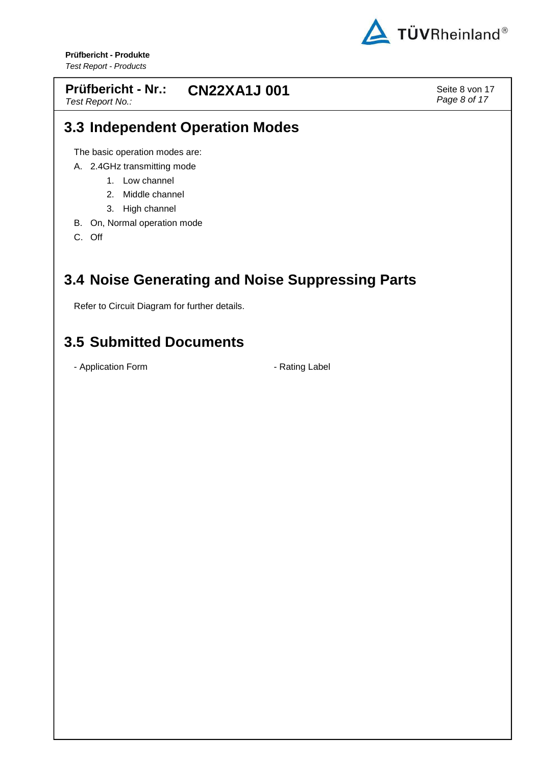## 3.3 Independent Operation Modes

The basic operation modes are:

A. 2.4GHz transmitting mode
    1. Low channel
    2. Middle channel
    3. High channel

B. On, Normal operation mode

C. Off

## 3.4 Noise Generating and Noise Suppressing Parts

Refer to Circuit Diagram for further details.

## 3.5 Submitted Documents

- Application Form
- Rating Label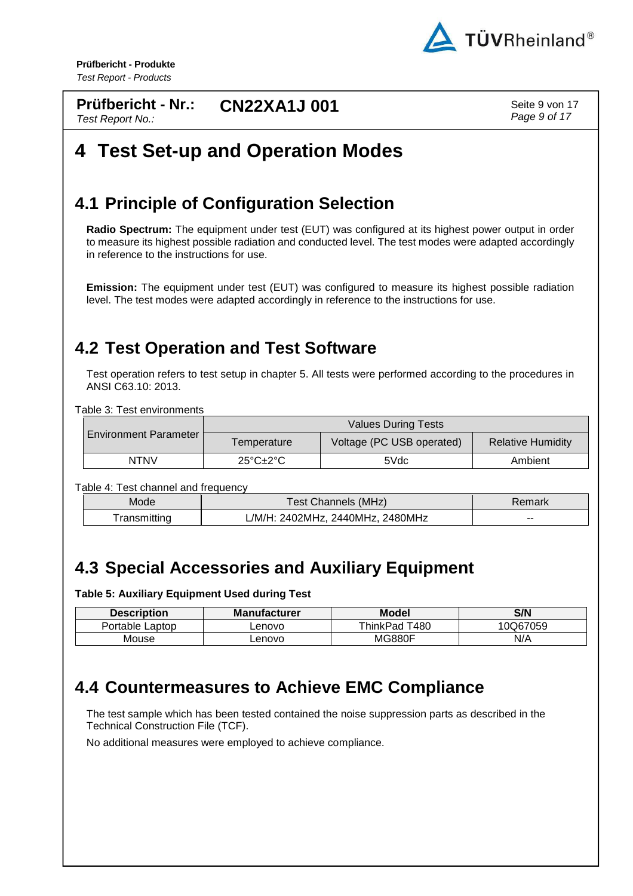# 4 Test Set-up and Operation Modes

## 4.1 Principle of Configuration Selection

**Radio Spectrum:** The equipment under test (EUT) was configured at its highest power output in order to measure its highest possible radiation and conducted level. The test modes were adapted accordingly in reference to the instructions for use.

**Emission:** The equipment under test (EUT) was configured to measure its highest possible radiation level. The test modes were adapted accordingly in reference to the instructions for use.

## 4.2 Test Operation and Test Software

Test operation refers to test setup in chapter 5. All tests were performed according to the procedures in ANSI C63.10: 2013.

Table 3: Test environments

| Environment Parameter | Values During Tests | | |
|---|---|---|---|
| | Temperature | Voltage (PC USB operated) | Relative Humidity |
| NTNV | 25°C±2°C | 5Vdc | Ambient |

Table 4: Test channel and frequency

| Mode | Test Channels (MHz) | Remark |
|---|---|---|
| Transmitting | L/M/H: 2402MHz, 2440MHz, 2480MHz | -- |

## 4.3 Special Accessories and Auxiliary Equipment

**Table 5: Auxiliary Equipment Used during Test**

| Description | Manufacturer | Model | S/N |
|---|---|---|---|
| Portable Laptop | Lenovo | ThinkPad T480 | 10Q67059 |
| Mouse | Lenovo | MG880F | N/A |

## 4.4 Countermeasures to Achieve EMC Compliance

The test sample which has been tested contained the noise suppression parts as described in the Technical Construction File (TCF).

No additional measures were employed to achieve compliance.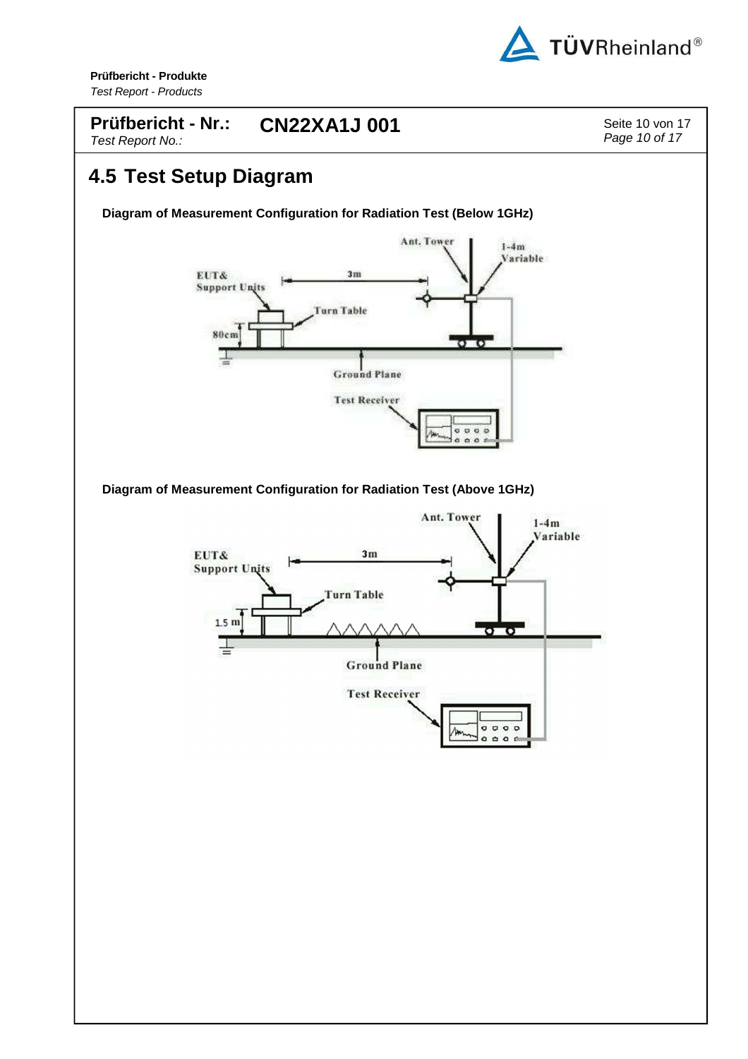## 4.5 Test Setup Diagram

**Diagram of Measurement Configuration for Radiation Test (Below 1GHz)**

**Diagram of Measurement Configuration for Radiation Test (Above 1GHz)**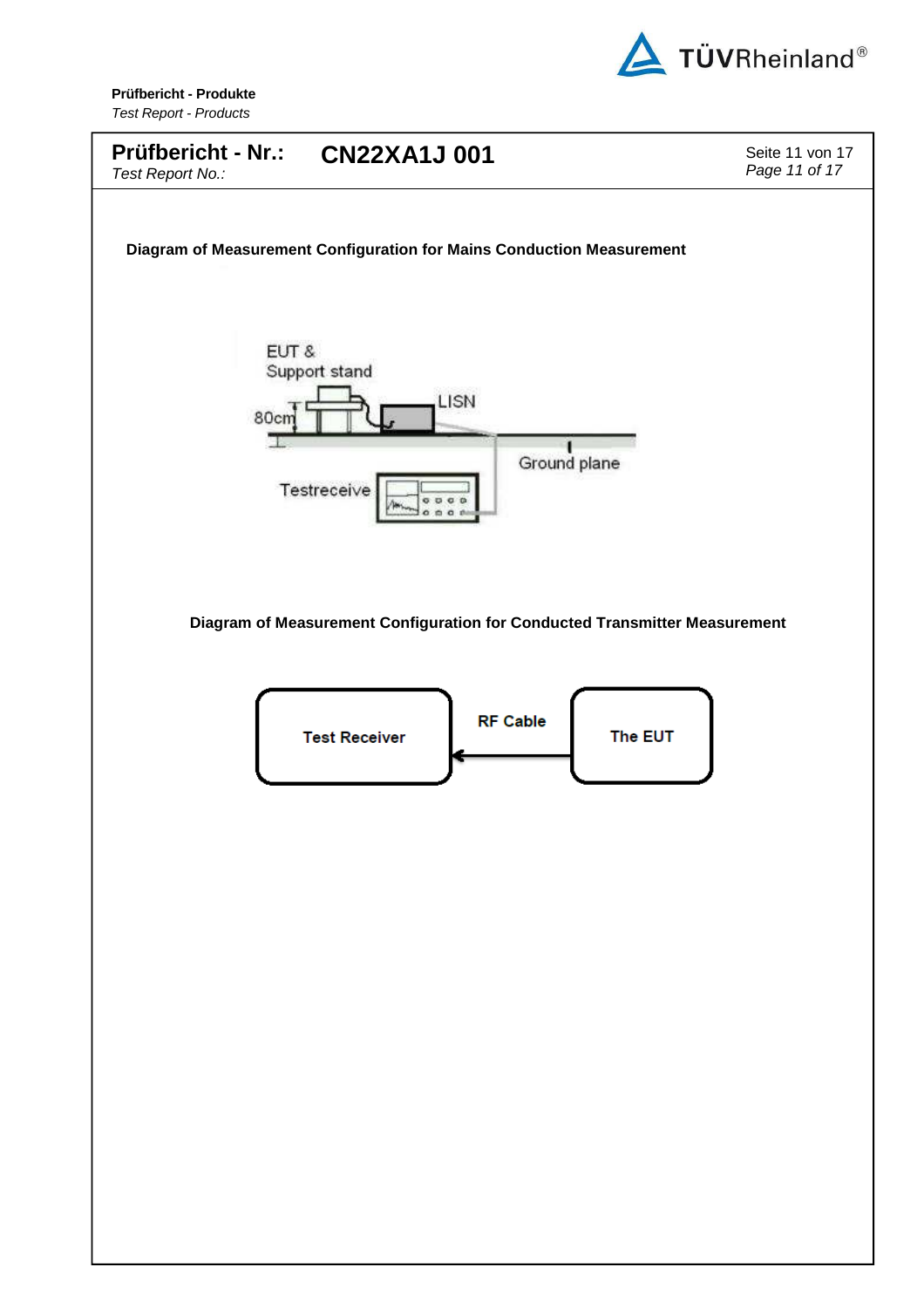**Prüfbericht - Nr.:** **CN22XA1J 001**
*Test Report No.:*

### Diagram of Measurement Configuration for Mains Conduction Measurement

EUT & Support stand

LISN

80cm

Ground plane

Testreceive

### Diagram of Measurement Configuration for Conducted Transmitter Measurement

Test Receiver

RF Cable

The EUT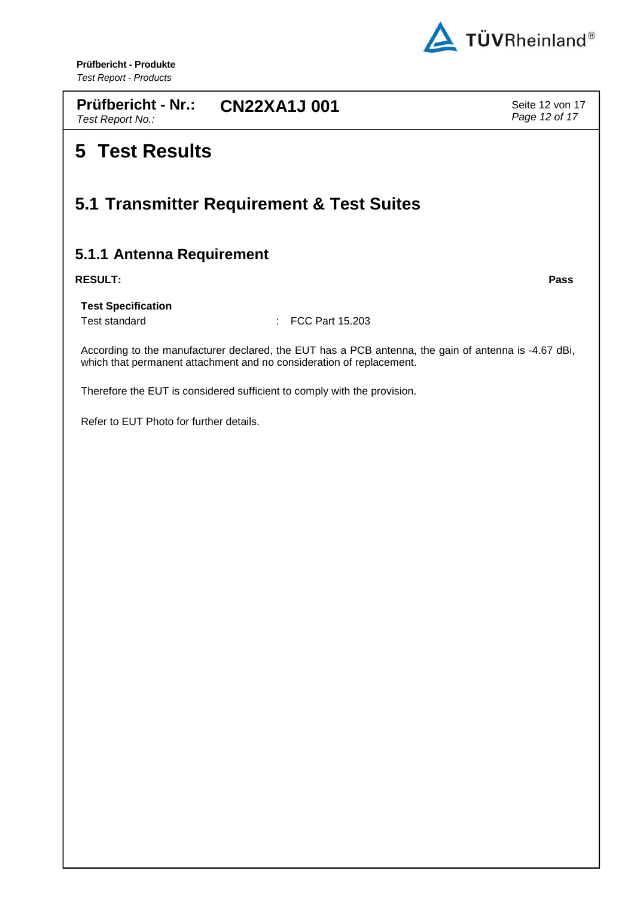# 5 Test Results

## 5.1 Transmitter Requirement & Test Suites

### 5.1.1 Antenna Requirement

**RESULT:** **Pass**

**Test Specification**

Test standard : FCC Part 15.203

According to the manufacturer declared, the EUT has a PCB antenna, the gain of antenna is -4.67 dBi, which that permanent attachment and no consideration of replacement.

Therefore the EUT is considered sufficient to comply with the provision.

Refer to EUT Photo for further details.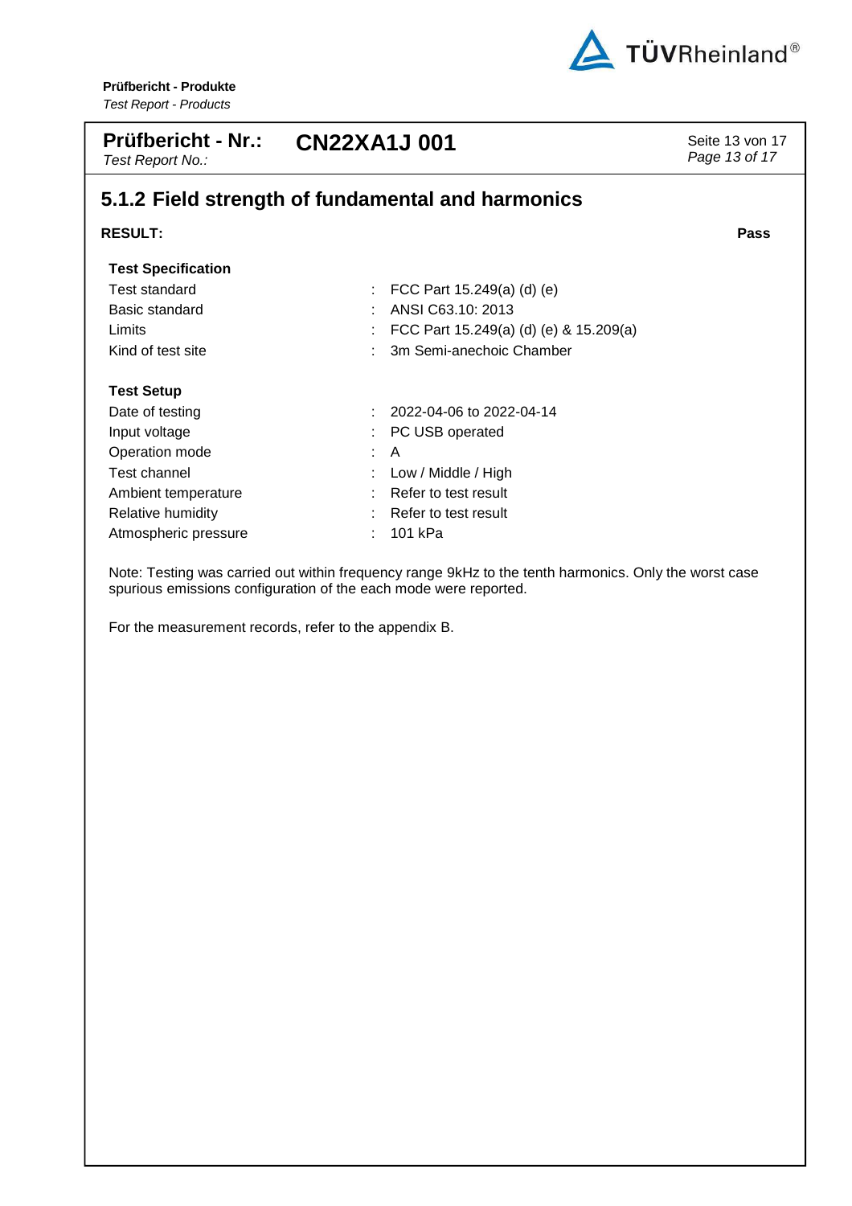## 5.1.2 Field strength of fundamental and harmonics

**RESULT:** **Pass**

**Test Specification**

| | |
|---|---|
| Test standard | : FCC Part 15.249(a) (d) (e) |
| Basic standard | : ANSI C63.10: 2013 |
| Limits | : FCC Part 15.249(a) (d) (e) & 15.209(a) |
| Kind of test site | : 3m Semi-anechoic Chamber |

**Test Setup**

| | |
|---|---|
| Date of testing | : 2022-04-06 to 2022-04-14 |
| Input voltage | : PC USB operated |
| Operation mode | : A |
| Test channel | : Low / Middle / High |
| Ambient temperature | : Refer to test result |
| Relative humidity | : Refer to test result |
| Atmospheric pressure | : 101 kPa |

Note: Testing was carried out within frequency range 9kHz to the tenth harmonics. Only the worst case spurious emissions configuration of the each mode were reported.

For the measurement records, refer to the appendix B.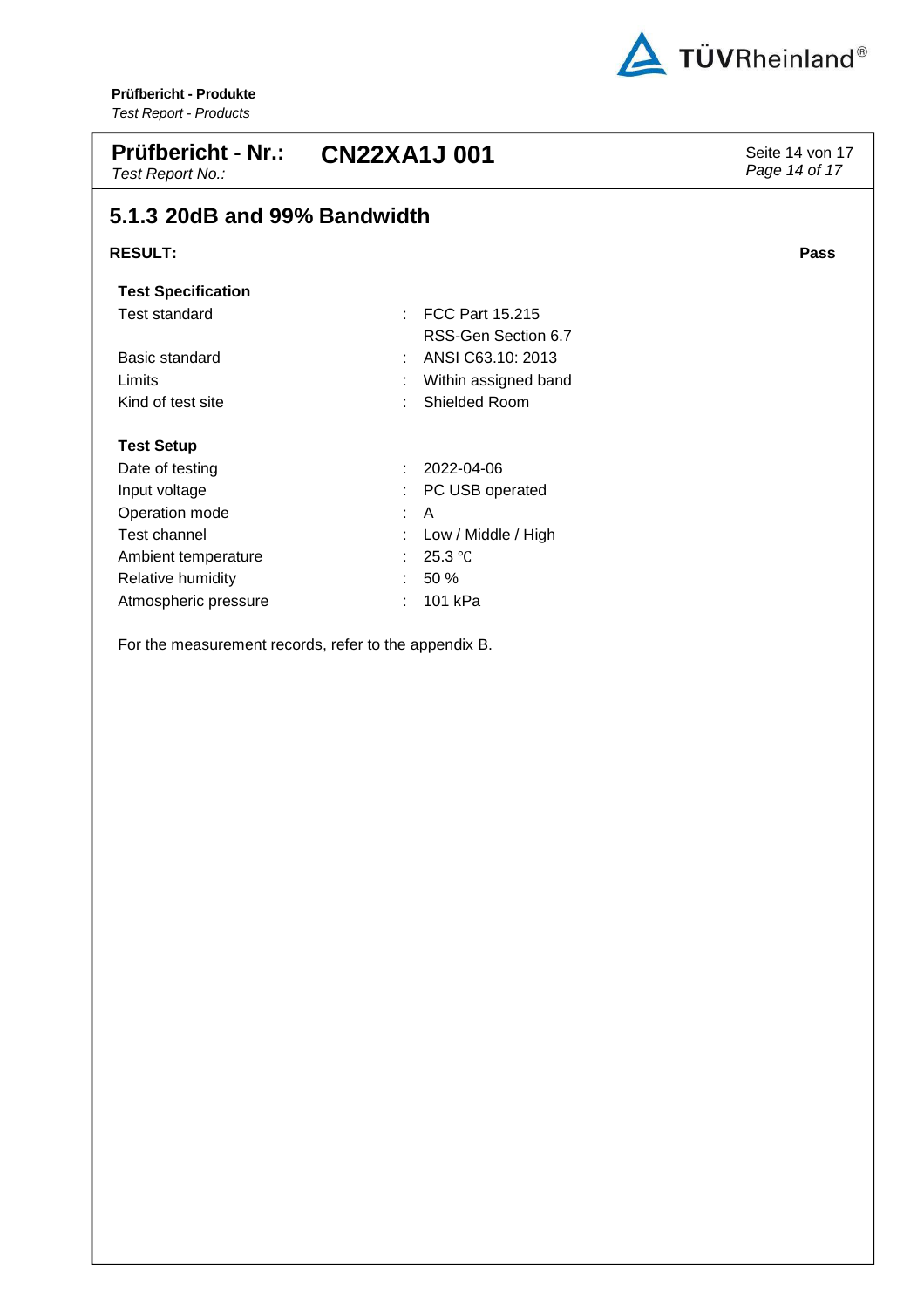## 5.1.3 20dB and 99% Bandwidth

**RESULT:** **Pass**

**Test Specification**

| | | |
|---|---|---|
| Test standard | : | FCC Part 15.215<br>RSS-Gen Section 6.7 |
| Basic standard | : | ANSI C63.10: 2013 |
| Limits | : | Within assigned band |
| Kind of test site | : | Shielded Room |

**Test Setup**

| | | |
|---|---|---|
| Date of testing | : | 2022-04-06 |
| Input voltage | : | PC USB operated |
| Operation mode | : | A |
| Test channel | : | Low / Middle / High |
| Ambient temperature | : | 25.3 ℃ |
| Relative humidity | : | 50 % |
| Atmospheric pressure | : | 101 kPa |

For the measurement records, refer to the appendix B.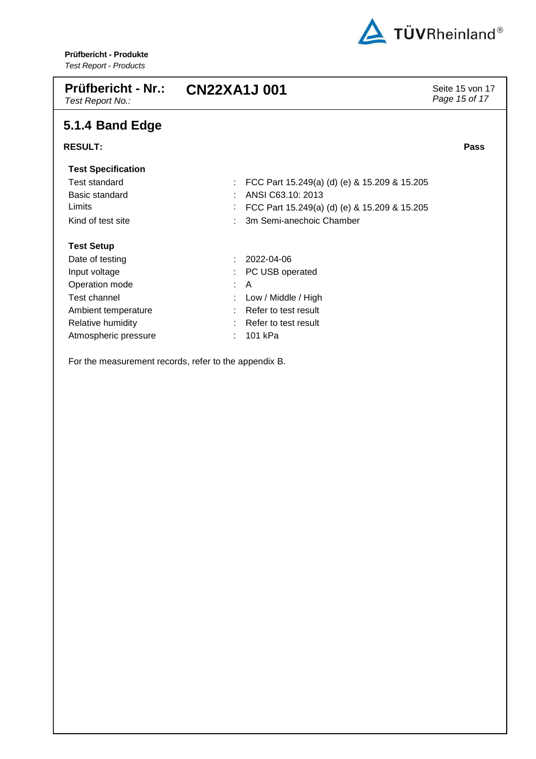## 5.1.4 Band Edge

**RESULT:** **Pass**

**Test Specification**

| | | |
|---|---|---|
| Test standard | : | FCC Part 15.249(a) (d) (e) & 15.209 & 15.205 |
| Basic standard | : | ANSI C63.10: 2013 |
| Limits | : | FCC Part 15.249(a) (d) (e) & 15.209 & 15.205 |
| Kind of test site | : | 3m Semi-anechoic Chamber |

**Test Setup**

| | | |
|---|---|---|
| Date of testing | : | 2022-04-06 |
| Input voltage | : | PC USB operated |
| Operation mode | : | A |
| Test channel | : | Low / Middle / High |
| Ambient temperature | : | Refer to test result |
| Relative humidity | : | Refer to test result |
| Atmospheric pressure | : | 101 kPa |

For the measurement records, refer to the appendix B.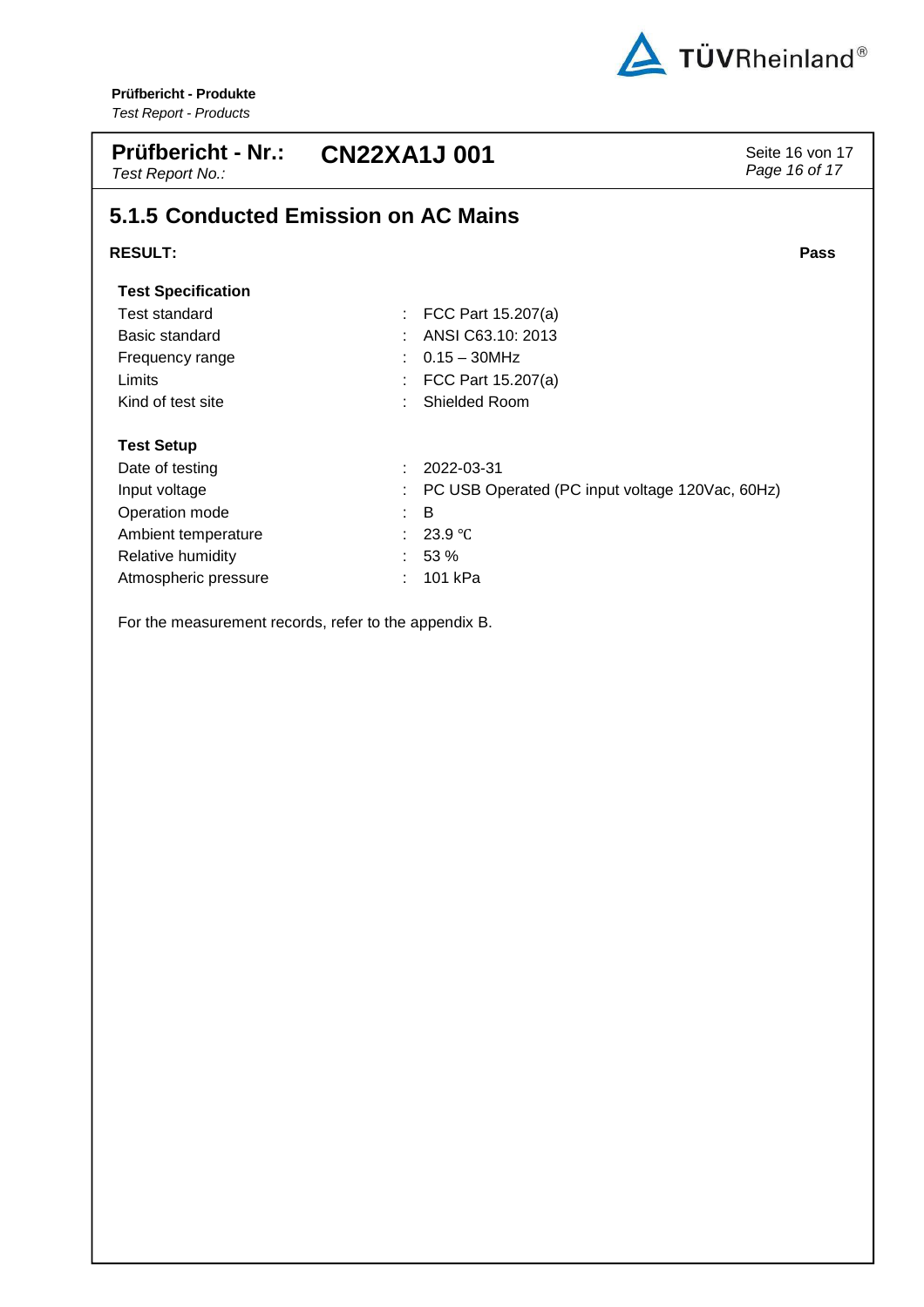**Prüfbericht - Nr.:** **CN22XA1J 001**
*Test Report No.:*

## 5.1.5 Conducted Emission on AC Mains

**RESULT:** **Pass**

**Test Specification**

| | | |
|---|---|---|
| Test standard | : | FCC Part 15.207(a) |
| Basic standard | : | ANSI C63.10: 2013 |
| Frequency range | : | 0.15 – 30MHz |
| Limits | : | FCC Part 15.207(a) |
| Kind of test site | : | Shielded Room |

**Test Setup**

| | | |
|---|---|---|
| Date of testing | : | 2022-03-31 |
| Input voltage | : | PC USB Operated (PC input voltage 120Vac, 60Hz) |
| Operation mode | : | B |
| Ambient temperature | : | 23.9 ℃ |
| Relative humidity | : | 53 % |
| Atmospheric pressure | : | 101 kPa |

For the measurement records, refer to the appendix B.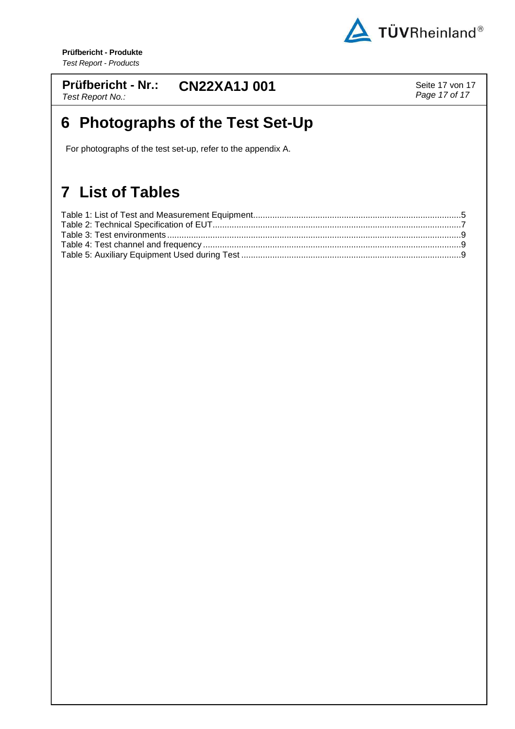# 6 Photographs of the Test Set-Up

For photographs of the test set-up, refer to the appendix A.

# 7 List of Tables

Table 1: List of Test and Measurement Equipment.....5
Table 2: Technical Specification of EUT.....7
Table 3: Test environments.....9
Table 4: Test channel and frequency.....9
Table 5: Auxiliary Equipment Used during Test.....9